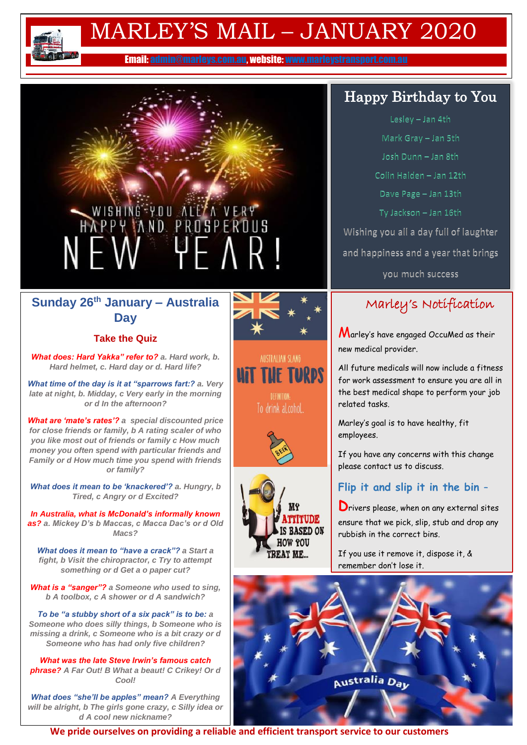# MARLEY'S MAIL – JANUARY 2020

**Email: admin@marleys.com.au, website: www.marleystransport.com.au**

WISHING YOU ALL A VERY HAPPY AND PROSPEROUS NEW YEAR!

## Happy Birthday to You

Lesley – Jan 4th

Mark Gray – Jan 5th

Josh Dunn – Jan 8th

Colin Halden – Jan 12th

Dave Page – Jan 13th

Ty Jackson – Jan 16th

Wishing you all a day full of laughter and happiness and a year that brings you much success

## Sunday 26th January – Australia Day

### Take the Quiz

***What does: Hard Yakka" refer to?*** *a. Hard work, b. Hard helmet, c. Hard day or d. Hard life?*

***What time of the day is it at "sparrows fart:?*** *a. Very late at night, b. Early in the morning, c Very early in the morning or d In the afternoon?*

***What are 'mate's rates'?*** *a special discounted price for close friends or family, b A rating scaler of who you like most out of friends or family c How much money you often spend with particular friends and Family or d How much time you spend with friends or family?*

***What does it mean to be 'knackered'?*** *a. Hungry, b Tired, c Angry or d Excited?*

***In Australia, what is McDonald's informally known as?*** *a. Mickey D's b Maccas, c Macca Dac's or d Old Macs?*

***What does it mean to "have a crack"?*** *a Start a fight, b Visit the chiropractor, c Try to attempt something or d Get a o paper cut?*

***What is a "sanger"?*** *a Someone who used to sing, b A toolbox, c A shower or d A sandwich?*

***To be "a stubby short of a six pack" is to be:*** *a Someone who does silly things, b Someone who is missing a drink, c Someone who is a bit crazy or d Someone who has had only five children?*

***What was the late Steve Irwin's famous catch phrase?*** *A Far Out! B What a beaut! C Crikey! Or d Cool!*

***What does "she'll be apples" mean?*** *A Everything will be alright, b The girls gone crazy, c Silly idea or d A cool new nickname?*

AUSTRALIAN SLANG

HIT THE TURPS

DEFINITION: To drink alcohol.

MY ATTITUDE IS BASED ON HOW YOU TREAT ME...

## Marley's Notification

Marley's have engaged OccuMed as their new medical provider.

All future medicals will now include a fitness for work assessment to ensure you are all in the best medical shape to perform your job related tasks.

Marley's goal is to have healthy, fit employees.

If you have any concerns with this change please contact us to discuss.

### Flip it and slip it in the bin –

Drivers please, when on any external sites ensure that we pick, slip, stub and drop any rubbish in the correct bins.

If you use it remove it, dispose it, & remember don't lose it.

Australia Day

**We pride ourselves on providing a reliable and efficient transport service to our customers**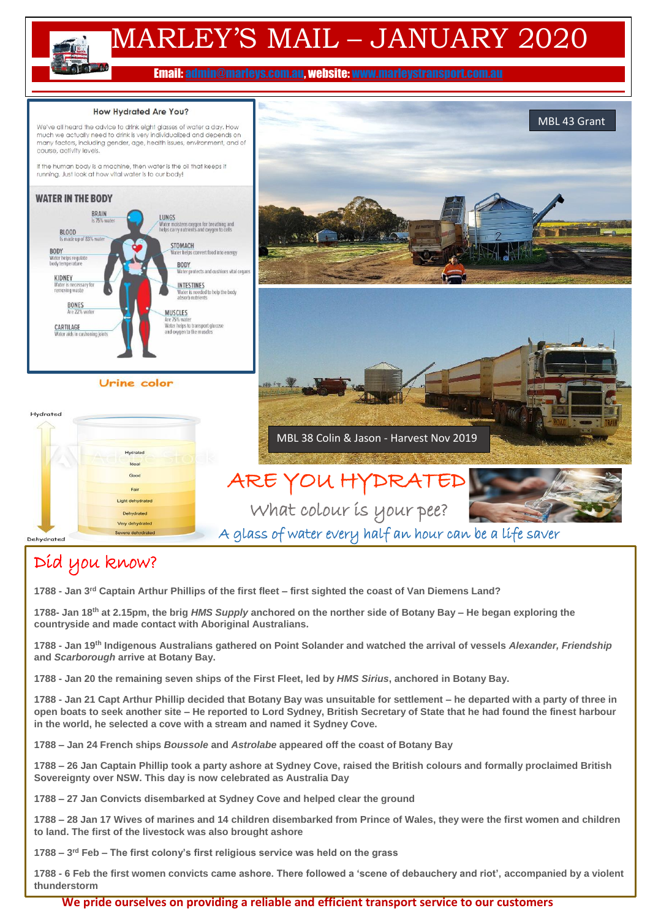# MARLEY'S MAIL – JANUARY 2020

**Email: admin@marleys.com.au, website: www.marleystransport.com.au**

### How Hydrated Are You?

We've all heard the advice to drink eight glasses of water a day. How much we actually need to drink is very individualized and depends on many factors, including gender, age, health issues, environment, and of course, activity levels.

If the human body is a machine, then water is the oil that keeps it running. Just look at how vital water is to our body!

**WATER IN THE BODY**

BRAIN
Is 75% water

LUNGS
Water moistens oxygen for breathing and helps carry nutrients and oxygen to cells

BLOOD
Is made up of 83% water

STOMACH
Water helps convert food into energy

BODY
Water helps regulate body temperature

BODY
Water protects and cushions vital organs

KIDNEY
Water is necessary for removing waste

INTESTINES
Water is needed to help the body absorb nutrients

BONES
Are 22% water

MUSCLES
Are 75% water
Water helps to transport glucose and oxygen to the muscles

CARTILAGE
Water aids in cushioning joints

**Urine color**

Hydrated

Hydrated
Ideal
Good
Fair
Light dehydrated
Dehydrated
Very dehydrated
Severe dehydrated

Dehydrated

MBL 43 Grant

MBL 38 Colin & Jason - Harvest Nov 2019

## ARE YOU HYDRATED

What colour is your pee?

A glass of water every half an hour can be a life saver

## Did you know?

**1788 - Jan 3rd Captain Arthur Phillips of the first fleet – first sighted the coast of Van Diemens Land?**

**1788- Jan 18th at 2.15pm, the brig *HMS Supply* anchored on the norther side of Botany Bay – He began exploring the countryside and made contact with Aboriginal Australians.**

**1788 - Jan 19th Indigenous Australians gathered on Point Solander and watched the arrival of vessels *Alexander, Friendship* and *Scarborough* arrive at Botany Bay.**

**1788 - Jan 20 the remaining seven ships of the First Fleet, led by *HMS Sirius*, anchored in Botany Bay.**

**1788 - Jan 21 Capt Arthur Phillip decided that Botany Bay was unsuitable for settlement – he departed with a party of three in open boats to seek another site – He reported to Lord Sydney, British Secretary of State that he had found the finest harbour in the world, he selected a cove with a stream and named it Sydney Cove.**

**1788 – Jan 24 French ships *Boussole* and *Astrolabe* appeared off the coast of Botany Bay**

**1788 – 26 Jan Captain Phillip took a party ashore at Sydney Cove, raised the British colours and formally proclaimed British Sovereignty over NSW. This day is now celebrated as Australia Day**

**1788 – 27 Jan Convicts disembarked at Sydney Cove and helped clear the ground**

**1788 – 28 Jan 17 Wives of marines and 14 children disembarked from Prince of Wales, they were the first women and children to land. The first of the livestock was also brought ashore**

**1788 – 3rd Feb – The first colony's first religious service was held on the grass**

**1788 - 6 Feb the first women convicts came ashore. There followed a 'scene of debauchery and riot', accompanied by a violent thunderstorm**

**We pride ourselves on providing a reliable and efficient transport service to our customers**